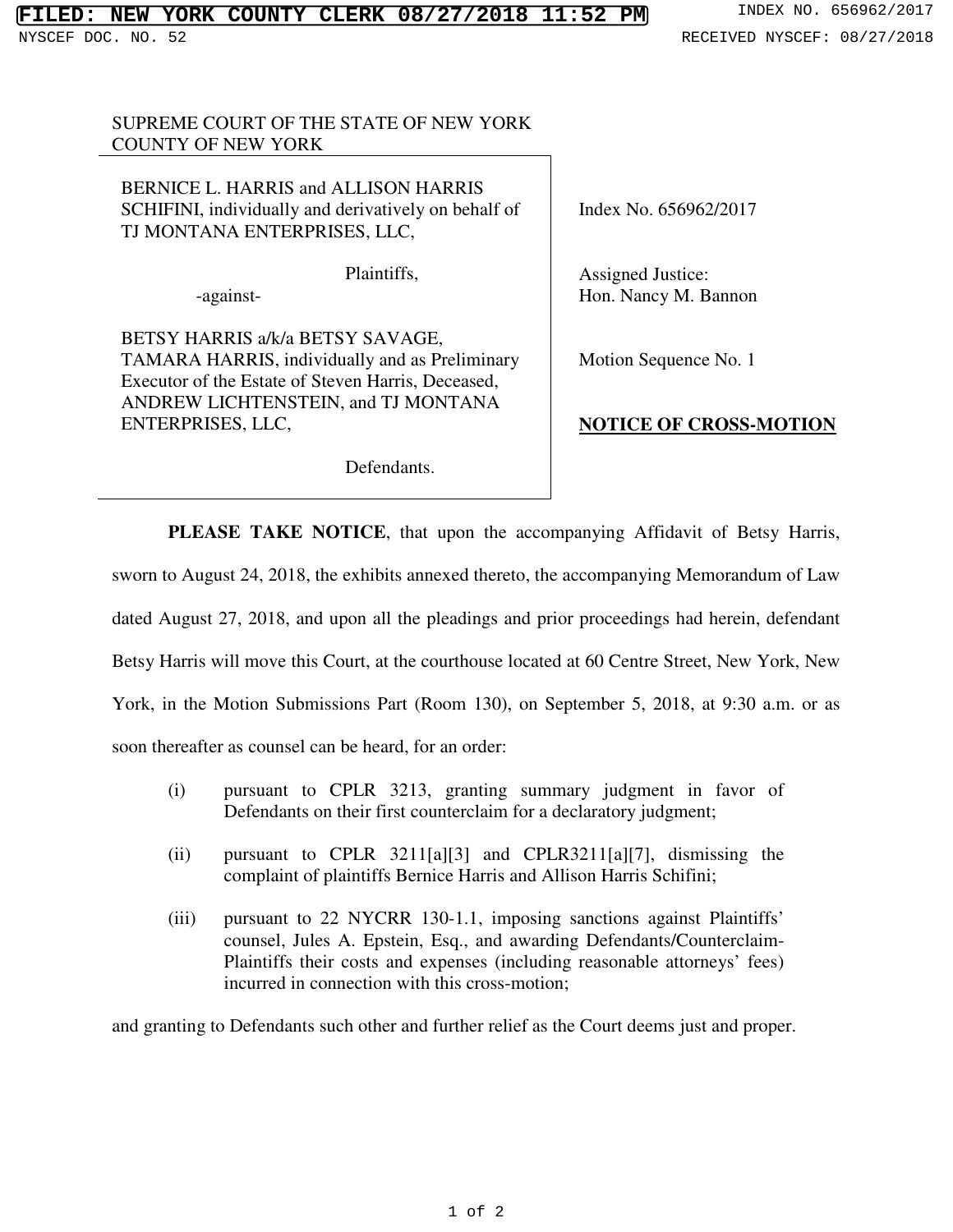FILED: NEW YORK COUNTY CLERK 08/27/2018 11:52 PM INDEX NO. 656962/2017

NYSCEF DOC. NO. 52 RECEIVED NYSCEF: 08/27/2018

SUPREME COURT OF THE STATE OF NEW YORK
COUNTY OF NEW YORK

BERNICE L. HARRIS and ALLISON HARRIS SCHIFINI, individually and derivatively on behalf of TJ MONTANA ENTERPRISES, LLC,

Plaintiffs,

-against-

BETSY HARRIS a/k/a BETSY SAVAGE, TAMARA HARRIS, individually and as Preliminary Executor of the Estate of Steven Harris, Deceased, ANDREW LICHTENSTEIN, and TJ MONTANA ENTERPRISES, LLC,

Defendants.

Index No. 656962/2017

Assigned Justice:
Hon. Nancy M. Bannon

Motion Sequence No. 1

**NOTICE OF CROSS-MOTION**

**PLEASE TAKE NOTICE**, that upon the accompanying Affidavit of Betsy Harris, sworn to August 24, 2018, the exhibits annexed thereto, the accompanying Memorandum of Law dated August 27, 2018, and upon all the pleadings and prior proceedings had herein, defendant Betsy Harris will move this Court, at the courthouse located at 60 Centre Street, New York, New York, in the Motion Submissions Part (Room 130), on September 5, 2018, at 9:30 a.m. or as soon thereafter as counsel can be heard, for an order:

(i) pursuant to CPLR 3213, granting summary judgment in favor of Defendants on their first counterclaim for a declaratory judgment;

(ii) pursuant to CPLR 3211[a][3] and CPLR3211[a][7], dismissing the complaint of plaintiffs Bernice Harris and Allison Harris Schifini;

(iii) pursuant to 22 NYCRR 130-1.1, imposing sanctions against Plaintiffs' counsel, Jules A. Epstein, Esq., and awarding Defendants/Counterclaim-Plaintiffs their costs and expenses (including reasonable attorneys' fees) incurred in connection with this cross-motion;

and granting to Defendants such other and further relief as the Court deems just and proper.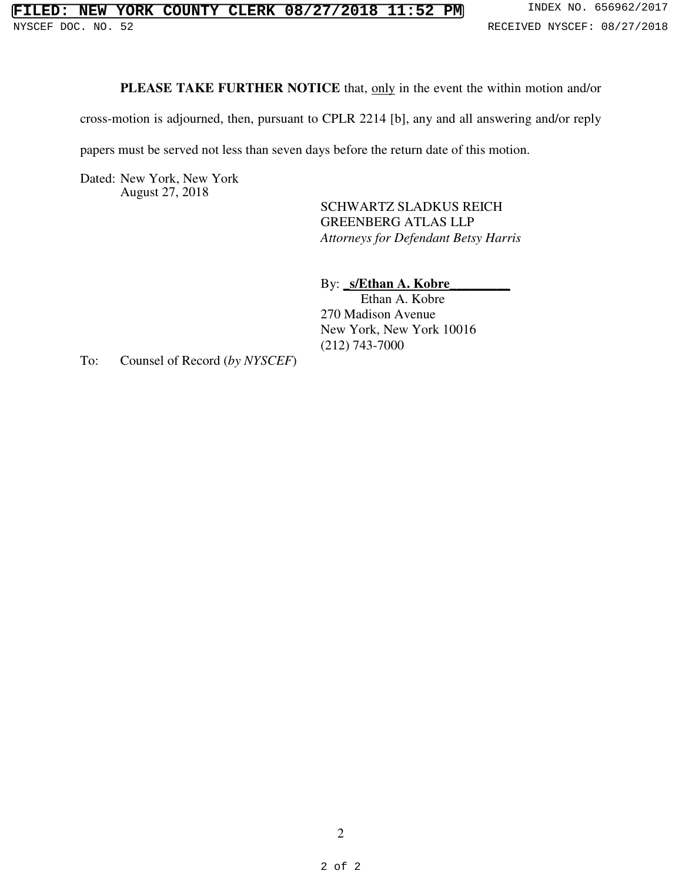**PLEASE TAKE FURTHER NOTICE** that, only in the event the within motion and/or cross-motion is adjourned, then, pursuant to CPLR 2214 [b], any and all answering and/or reply papers must be served not less than seven days before the return date of this motion.

Dated: New York, New York
August 27, 2018

SCHWARTZ SLADKUS REICH
GREENBERG ATLAS LLP
*Attorneys for Defendant Betsy Harris*

By: **_s/Ethan A. Kobre_________**
Ethan A. Kobre
270 Madison Avenue
New York, New York 10016
(212) 743-7000

To: Counsel of Record (*by NYSCEF*)